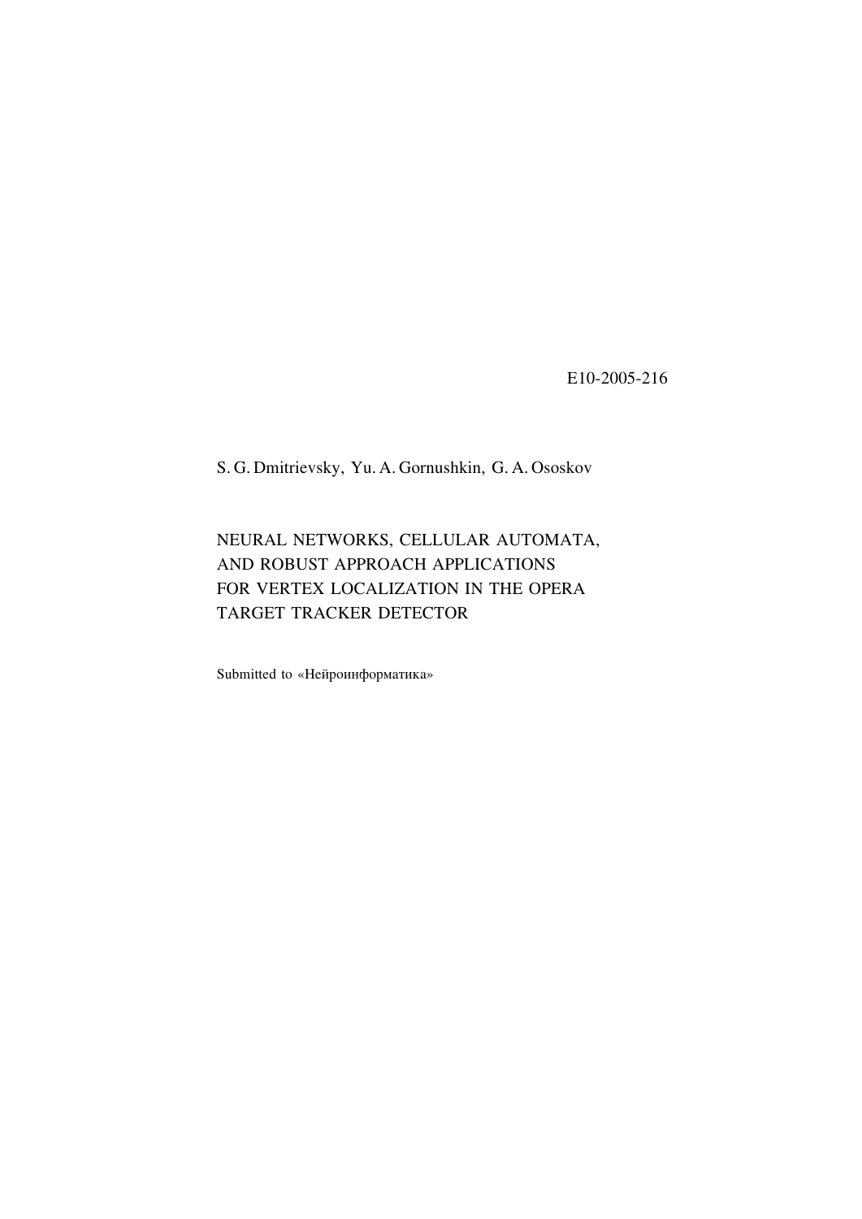E10-2005-216

S. G. Dmitrievsky, Yu. A. Gornushkin, G. A. Ososkov

# NEURAL NETWORKS, CELLULAR AUTOMATA, AND ROBUST APPROACH APPLICATIONS FOR VERTEX LOCALIZATION IN THE OPERA TARGET TRACKER DETECTOR

Submitted to «Нейроинформатика»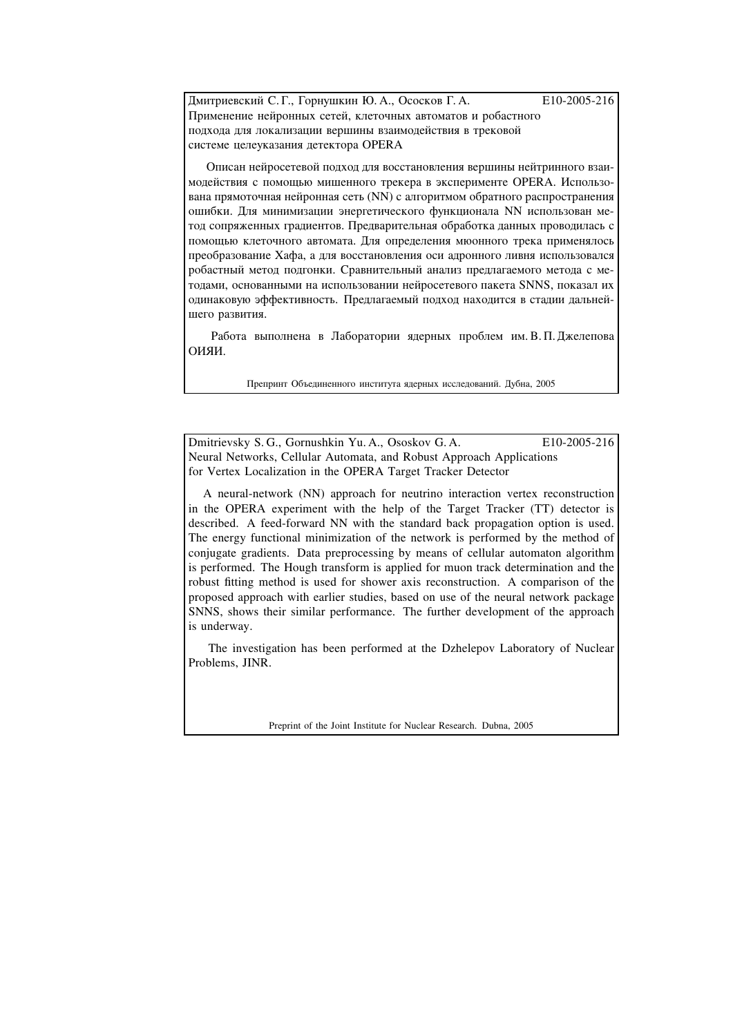Дмитриевский С. Г., Горнушкин Ю. А., Ососков Г. А. E10-2005-216

Применение нейронных сетей, клеточных автоматов и робастного подхода для локализации вершины взаимодействия в трековой системе целеуказания детектора OPERA

Описан нейросетевой подход для восстановления вершины нейтринного взаимодействия с помощью мишенного трекера в эксперименте OPERA. Использована прямоточная нейронная сеть (NN) с алгоритмом обратного распространения ошибки. Для минимизации энергетического функционала NN использован метод сопряженных градиентов. Предварительная обработка данных проводилась с помощью клеточного автомата. Для определения мюонного трека применялось преобразование Хафа, а для восстановления оси адронного ливня использовался робастный метод подгонки. Сравнительный анализ предлагаемого метода с методами, основанными на использовании нейросетевого пакета SNNS, показал их одинаковую эффективность. Предлагаемый подход находится в стадии дальнейшего развития.

Работа выполнена в Лаборатории ядерных проблем им. В. П. Джелепова ОИЯИ.

Препринт Объединенного института ядерных исследований. Дубна, 2005

---

Dmitrievsky S. G., Gornushkin Yu. A., Ososkov G. A. E10-2005-216

Neural Networks, Cellular Automata, and Robust Approach Applications for Vertex Localization in the OPERA Target Tracker Detector

A neural-network (NN) approach for neutrino interaction vertex reconstruction in the OPERA experiment with the help of the Target Tracker (TT) detector is described. A feed-forward NN with the standard back propagation option is used. The energy functional minimization of the network is performed by the method of conjugate gradients. Data preprocessing by means of cellular automaton algorithm is performed. The Hough transform is applied for muon track determination and the robust fitting method is used for shower axis reconstruction. A comparison of the proposed approach with earlier studies, based on use of the neural network package SNNS, shows their similar performance. The further development of the approach is underway.

The investigation has been performed at the Dzhelepov Laboratory of Nuclear Problems, JINR.

Preprint of the Joint Institute for Nuclear Research. Dubna, 2005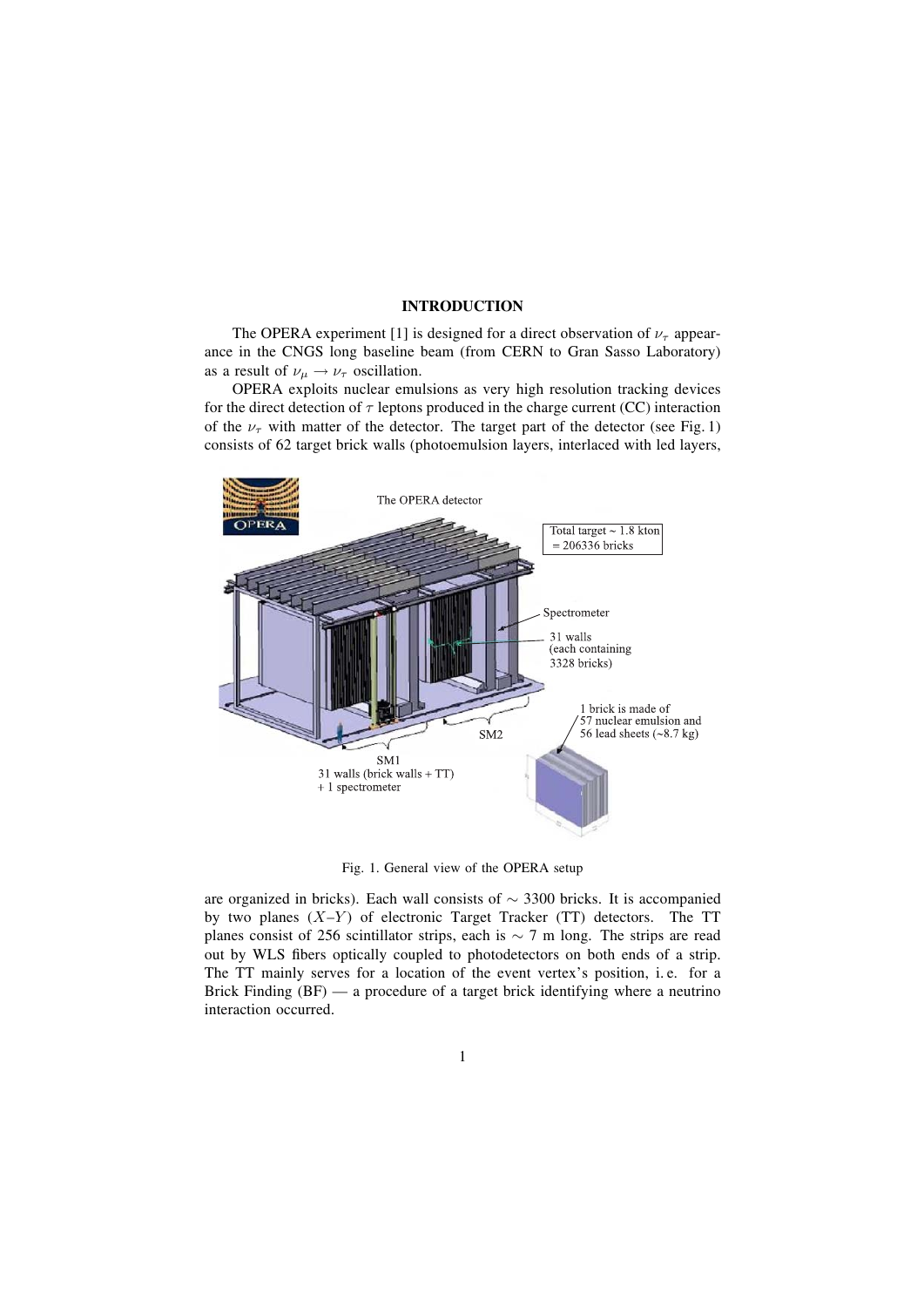## INTRODUCTION

The OPERA experiment [1] is designed for a direct observation of $\nu_\tau$ appearance in the CNGS long baseline beam (from CERN to Gran Sasso Laboratory) as a result of $\nu_\mu \to \nu_\tau$ oscillation.

OPERA exploits nuclear emulsions as very high resolution tracking devices for the direct detection of $\tau$ leptons produced in the charge current (CC) interaction of the $\nu_\tau$ with matter of the detector. The target part of the detector (see Fig. 1) consists of 62 target brick walls (photoemulsion layers, interlaced with led layers, are organized in bricks). Each wall consists of $\sim$ 3300 bricks. It is accompanied by two planes ($X$–$Y$) of electronic Target Tracker (TT) detectors. The TT planes consist of 256 scintillator strips, each is $\sim$ 7 m long. The strips are read out by WLS fibers optically coupled to photodetectors on both ends of a strip. The TT mainly serves for a location of the event vertex's position, i. e. for a Brick Finding (BF) — a procedure of a target brick identifying where a neutrino interaction occurred.

Fig. 1. General view of the OPERA setup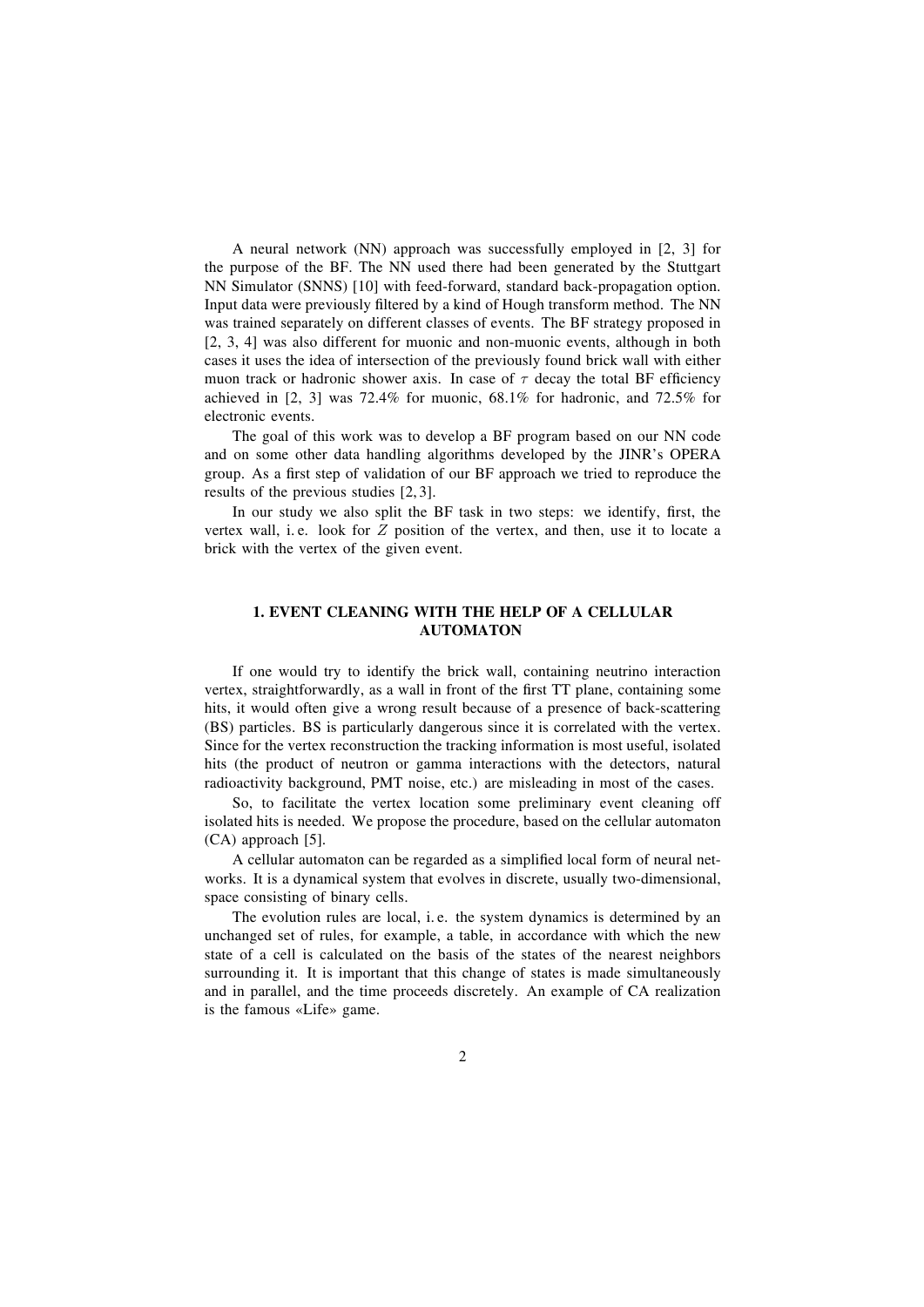A neural network (NN) approach was successfully employed in [2, 3] for the purpose of the BF. The NN used there had been generated by the Stuttgart NN Simulator (SNNS) [10] with feed-forward, standard back-propagation option. Input data were previously filtered by a kind of Hough transform method. The NN was trained separately on different classes of events. The BF strategy proposed in [2, 3, 4] was also different for muonic and non-muonic events, although in both cases it uses the idea of intersection of the previously found brick wall with either muon track or hadronic shower axis. In case of $\tau$ decay the total BF efficiency achieved in [2, 3] was 72.4% for muonic, 68.1% for hadronic, and 72.5% for electronic events.

The goal of this work was to develop a BF program based on our NN code and on some other data handling algorithms developed by the JINR's OPERA group. As a first step of validation of our BF approach we tried to reproduce the results of the previous studies [2, 3].

In our study we also split the BF task in two steps: we identify, first, the vertex wall, i. e. look for $Z$ position of the vertex, and then, use it to locate a brick with the vertex of the given event.

## 1. EVENT CLEANING WITH THE HELP OF A CELLULAR AUTOMATON

If one would try to identify the brick wall, containing neutrino interaction vertex, straightforwardly, as a wall in front of the first TT plane, containing some hits, it would often give a wrong result because of a presence of back-scattering (BS) particles. BS is particularly dangerous since it is correlated with the vertex. Since for the vertex reconstruction the tracking information is most useful, isolated hits (the product of neutron or gamma interactions with the detectors, natural radioactivity background, PMT noise, etc.) are misleading in most of the cases.

So, to facilitate the vertex location some preliminary event cleaning off isolated hits is needed. We propose the procedure, based on the cellular automaton (CA) approach [5].

A cellular automaton can be regarded as a simplified local form of neural networks. It is a dynamical system that evolves in discrete, usually two-dimensional, space consisting of binary cells.

The evolution rules are local, i. e. the system dynamics is determined by an unchanged set of rules, for example, a table, in accordance with which the new state of a cell is calculated on the basis of the states of the nearest neighbors surrounding it. It is important that this change of states is made simultaneously and in parallel, and the time proceeds discretely. An example of CA realization is the famous «Life» game.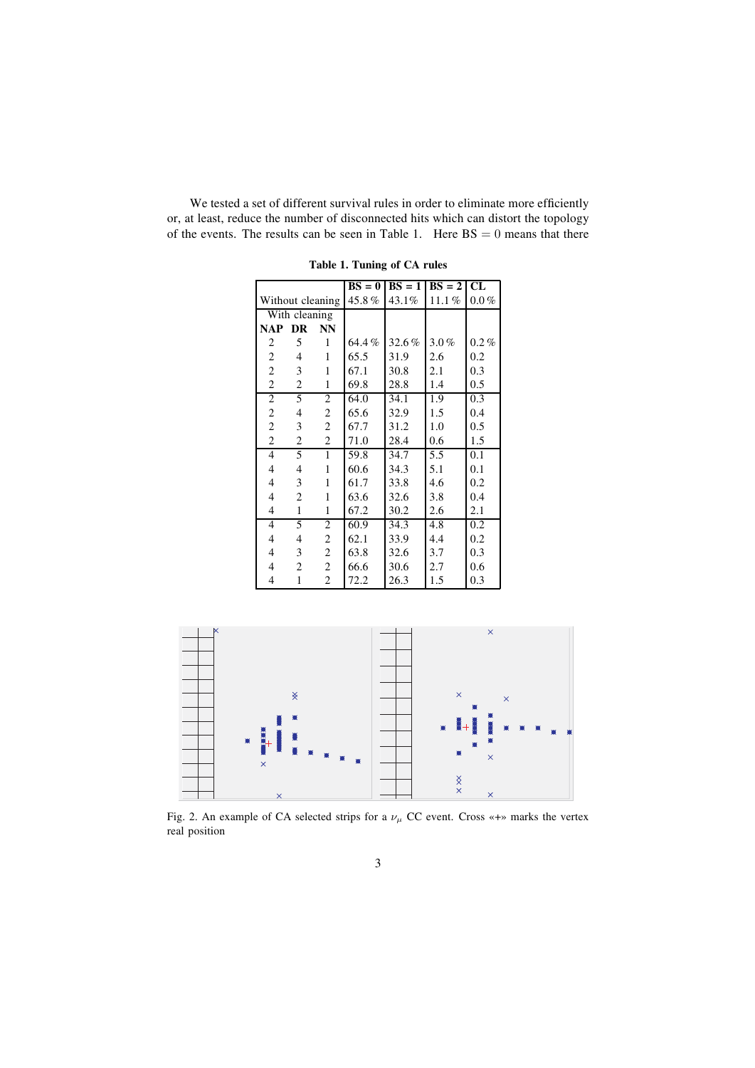We tested a set of different survival rules in order to eliminate more efficiently or, at least, reduce the number of disconnected hits which can distort the topology of the events. The results can be seen in Table 1. Here BS $= 0$ means that there

**Table 1. Tuning of CA rules**

| | | | **BS = 0** | **BS = 1** | **BS = 2** | **CL** |
|---|---|---|---|---|---|---|
| Without cleaning | | | 45.8 % | 43.1% | 11.1 % | 0.0 % |
| With cleaning | | | | | | |
| **NAP** | **DR** | **NN** | | | | |
| 2 | 5 | 1 | 64.4 % | 32.6 % | 3.0 % | 0.2 % |
| 2 | 4 | 1 | 65.5 | 31.9 | 2.6 | 0.2 |
| 2 | 3 | 1 | 67.1 | 30.8 | 2.1 | 0.3 |
| 2 | 2 | 1 | 69.8 | 28.8 | 1.4 | 0.5 |
| 2 | 5 | 2 | 64.0 | 34.1 | 1.9 | 0.3 |
| 2 | 4 | 2 | 65.6 | 32.9 | 1.5 | 0.4 |
| 2 | 3 | 2 | 67.7 | 31.2 | 1.0 | 0.5 |
| 2 | 2 | 2 | 71.0 | 28.4 | 0.6 | 1.5 |
| 4 | 5 | 1 | 59.8 | 34.7 | 5.5 | 0.1 |
| 4 | 4 | 1 | 60.6 | 34.3 | 5.1 | 0.1 |
| 4 | 3 | 1 | 61.7 | 33.8 | 4.6 | 0.2 |
| 4 | 2 | 1 | 63.6 | 32.6 | 3.8 | 0.4 |
| 4 | 1 | 1 | 67.2 | 30.2 | 2.6 | 2.1 |
| 4 | 5 | 2 | 60.9 | 34.3 | 4.8 | 0.2 |
| 4 | 4 | 2 | 62.1 | 33.9 | 4.4 | 0.2 |
| 4 | 3 | 2 | 63.8 | 32.6 | 3.7 | 0.3 |
| 4 | 2 | 2 | 66.6 | 30.6 | 2.7 | 0.6 |
| 4 | 1 | 2 | 72.2 | 26.3 | 1.5 | 0.3 |

Fig. 2. An example of CA selected strips for a $\nu_\mu$ CC event. Cross «+» marks the vertex real position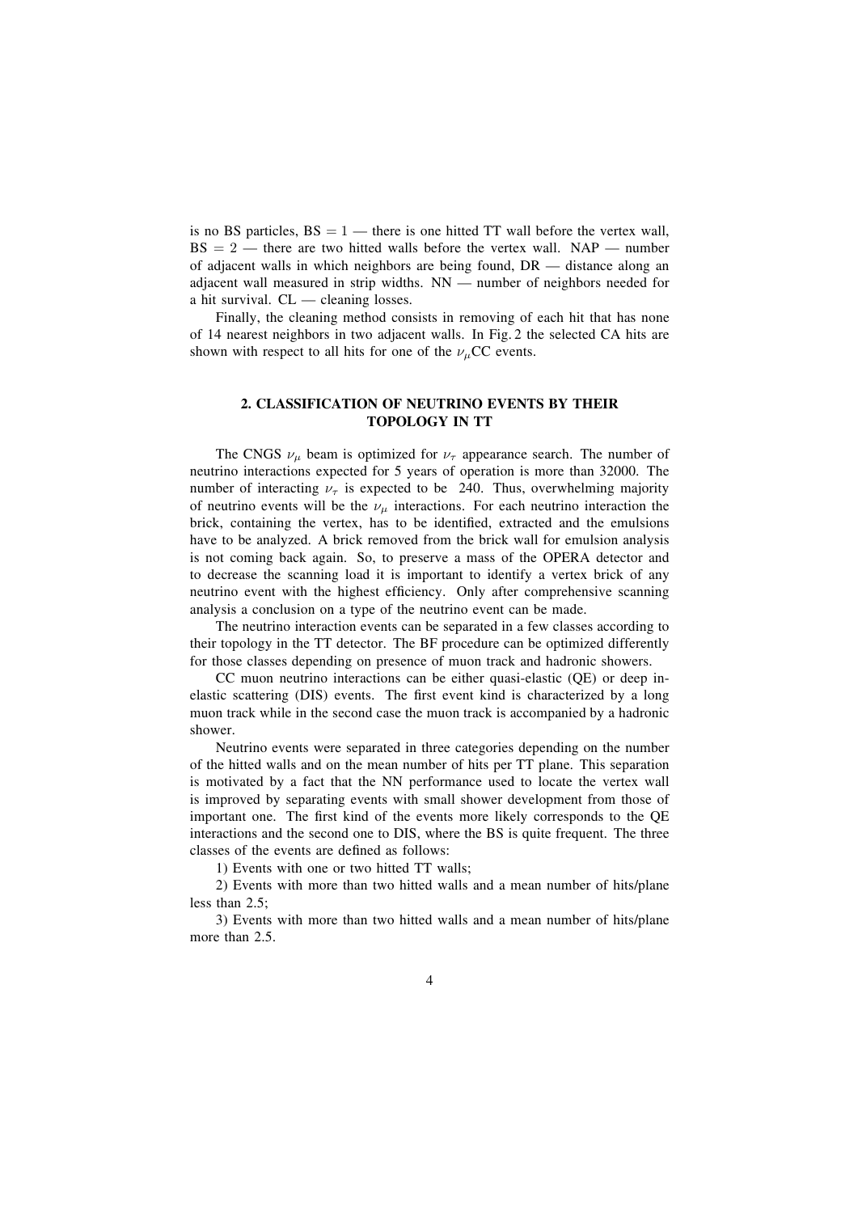is no BS particles, $\mathrm{BS} = 1$ — there is one hitted TT wall before the vertex wall, $\mathrm{BS} = 2$ — there are two hitted walls before the vertex wall. NAP — number of adjacent walls in which neighbors are being found, DR — distance along an adjacent wall measured in strip widths. NN — number of neighbors needed for a hit survival. CL — cleaning losses.

Finally, the cleaning method consists in removing of each hit that has none of 14 nearest neighbors in two adjacent walls. In Fig. 2 the selected CA hits are shown with respect to all hits for one of the $\nu_\mu$CC events.

## 2. CLASSIFICATION OF NEUTRINO EVENTS BY THEIR TOPOLOGY IN TT

The CNGS $\nu_\mu$ beam is optimized for $\nu_\tau$ appearance search. The number of neutrino interactions expected for 5 years of operation is more than 32000. The number of interacting $\nu_\tau$ is expected to be 240. Thus, overwhelming majority of neutrino events will be the $\nu_\mu$ interactions. For each neutrino interaction the brick, containing the vertex, has to be identified, extracted and the emulsions have to be analyzed. A brick removed from the brick wall for emulsion analysis is not coming back again. So, to preserve a mass of the OPERA detector and to decrease the scanning load it is important to identify a vertex brick of any neutrino event with the highest efficiency. Only after comprehensive scanning analysis a conclusion on a type of the neutrino event can be made.

The neutrino interaction events can be separated in a few classes according to their topology in the TT detector. The BF procedure can be optimized differently for those classes depending on presence of muon track and hadronic showers.

CC muon neutrino interactions can be either quasi-elastic (QE) or deep inelastic scattering (DIS) events. The first event kind is characterized by a long muon track while in the second case the muon track is accompanied by a hadronic shower.

Neutrino events were separated in three categories depending on the number of the hitted walls and on the mean number of hits per TT plane. This separation is motivated by a fact that the NN performance used to locate the vertex wall is improved by separating events with small shower development from those of important one. The first kind of the events more likely corresponds to the QE interactions and the second one to DIS, where the BS is quite frequent. The three classes of the events are defined as follows:

1) Events with one or two hitted TT walls;

2) Events with more than two hitted walls and a mean number of hits/plane less than 2.5;

3) Events with more than two hitted walls and a mean number of hits/plane more than 2.5.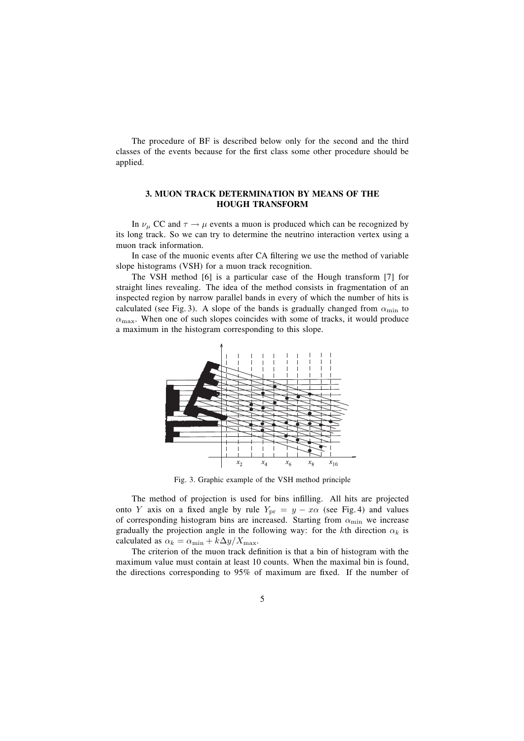The procedure of BF is described below only for the second and the third classes of the events because for the first class some other procedure should be applied.

## 3. MUON TRACK DETERMINATION BY MEANS OF THE HOUGH TRANSFORM

In $\nu_\mu$ CC and $\tau \to \mu$ events a muon is produced which can be recognized by its long track. So we can try to determine the neutrino interaction vertex using a muon track information.

In case of the muonic events after CA filtering we use the method of variable slope histograms (VSH) for a muon track recognition.

The VSH method [6] is a particular case of the Hough transform [7] for straight lines revealing. The idea of the method consists in fragmentation of an inspected region by narrow parallel bands in every of which the number of hits is calculated (see Fig. 3). A slope of the bands is gradually changed from $\alpha_{\min}$ to $\alpha_{\max}$. When one of such slopes coincides with some of tracks, it would produce a maximum in the histogram corresponding to this slope.

Fig. 3. Graphic example of the VSH method principle

The method of projection is used for bins infilling. All hits are projected onto $Y$ axis on a fixed angle by rule $Y_{\rm pr} = y - x\alpha$ (see Fig. 4) and values of corresponding histogram bins are increased. Starting from $\alpha_{\min}$ we increase gradually the projection angle in the following way: for the $k$th direction $\alpha_k$ is calculated as $\alpha_k = \alpha_{\min} + k\Delta y / X_{\max}$.

The criterion of the muon track definition is that a bin of histogram with the maximum value must contain at least 10 counts. When the maximal bin is found, the directions corresponding to 95% of maximum are fixed. If the number of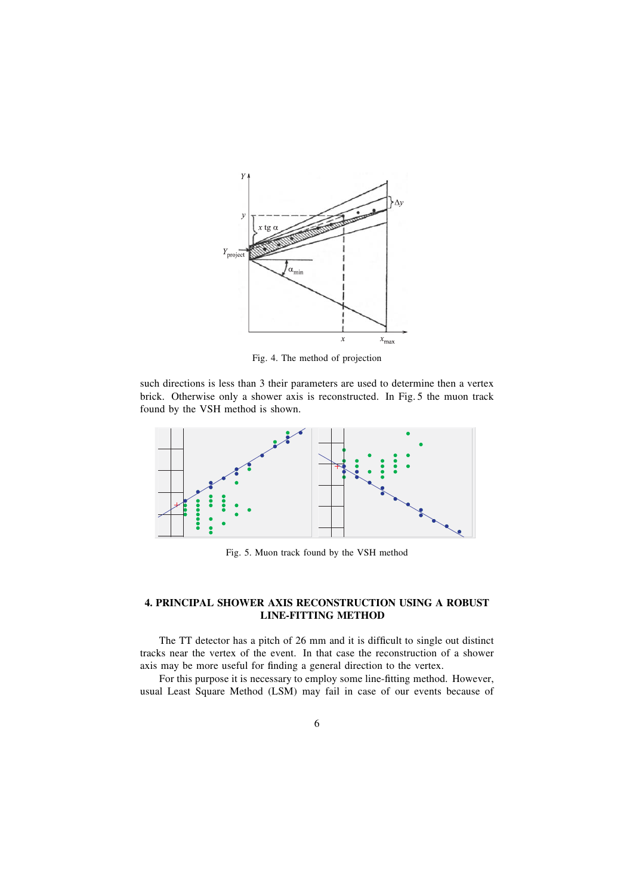Fig. 4. The method of projection

such directions is less than 3 their parameters are used to determine then a vertex brick. Otherwise only a shower axis is reconstructed. In Fig. 5 the muon track found by the VSH method is shown.

Fig. 5. Muon track found by the VSH method

## 4. PRINCIPAL SHOWER AXIS RECONSTRUCTION USING A ROBUST LINE-FITTING METHOD

The TT detector has a pitch of 26 mm and it is difficult to single out distinct tracks near the vertex of the event. In that case the reconstruction of a shower axis may be more useful for finding a general direction to the vertex.

For this purpose it is necessary to employ some line-fitting method. However, usual Least Square Method (LSM) may fail in case of our events because of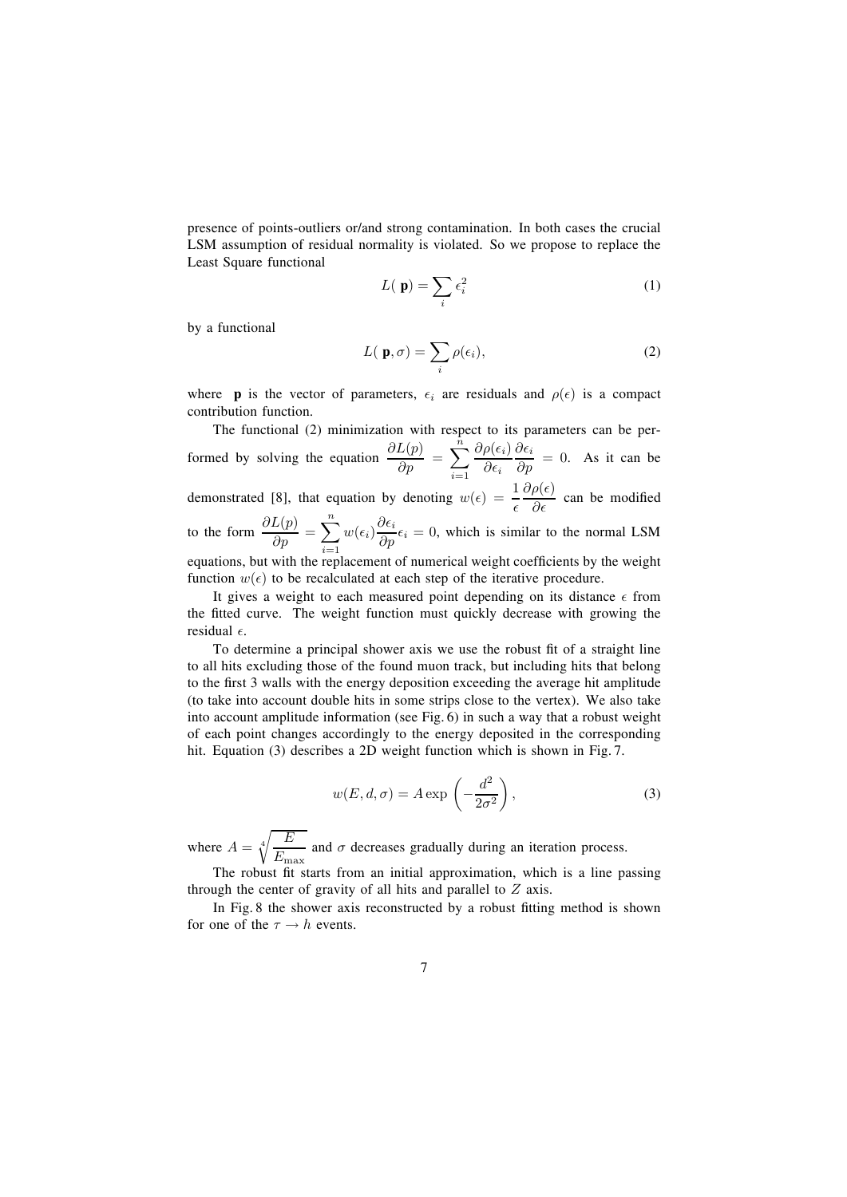presence of points-outliers or/and strong contamination. In both cases the crucial LSM assumption of residual normality is violated. So we propose to replace the Least Square functional

$$L(\ \mathbf{p}) = \sum_i \epsilon_i^2 \tag{1}$$

by a functional

$$L(\ \mathbf{p}, \sigma) = \sum_i \rho(\epsilon_i), \tag{2}$$

where $\mathbf{p}$ is the vector of parameters, $\epsilon_i$ are residuals and $\rho(\epsilon)$ is a compact contribution function.

The functional (2) minimization with respect to its parameters can be performed by solving the equation $\dfrac{\partial L(p)}{\partial p} = \displaystyle\sum_{i=1}^{n} \dfrac{\partial \rho(\epsilon_i)}{\partial \epsilon_i} \dfrac{\partial \epsilon_i}{\partial p} = 0$. As it can be demonstrated [8], that equation by denoting $w(\epsilon) = \dfrac{1}{\epsilon} \dfrac{\partial \rho(\epsilon)}{\partial \epsilon}$ can be modified to the form $\dfrac{\partial L(p)}{\partial p} = \displaystyle\sum_{i=1}^{n} w(\epsilon_i) \dfrac{\partial \epsilon_i}{\partial p} \epsilon_i = 0$, which is similar to the normal LSM equations, but with the replacement of numerical weight coefficients by the weight function $w(\epsilon)$ to be recalculated at each step of the iterative procedure.

It gives a weight to each measured point depending on its distance $\epsilon$ from the fitted curve. The weight function must quickly decrease with growing the residual $\epsilon$.

To determine a principal shower axis we use the robust fit of a straight line to all hits excluding those of the found muon track, but including hits that belong to the first 3 walls with the energy deposition exceeding the average hit amplitude (to take into account double hits in some strips close to the vertex). We also take into account amplitude information (see Fig. 6) in such a way that a robust weight of each point changes accordingly to the energy deposited in the corresponding hit. Equation (3) describes a 2D weight function which is shown in Fig. 7.

$$w(E, d, \sigma) = A \exp\left(-\frac{d^2}{2\sigma^2}\right), \tag{3}$$

where $A = \sqrt[4]{\dfrac{E}{E_{\max}}}$ and $\sigma$ decreases gradually during an iteration process.

The robust fit starts from an initial approximation, which is a line passing through the center of gravity of all hits and parallel to $Z$ axis.

In Fig. 8 the shower axis reconstructed by a robust fitting method is shown for one of the $\tau \to h$ events.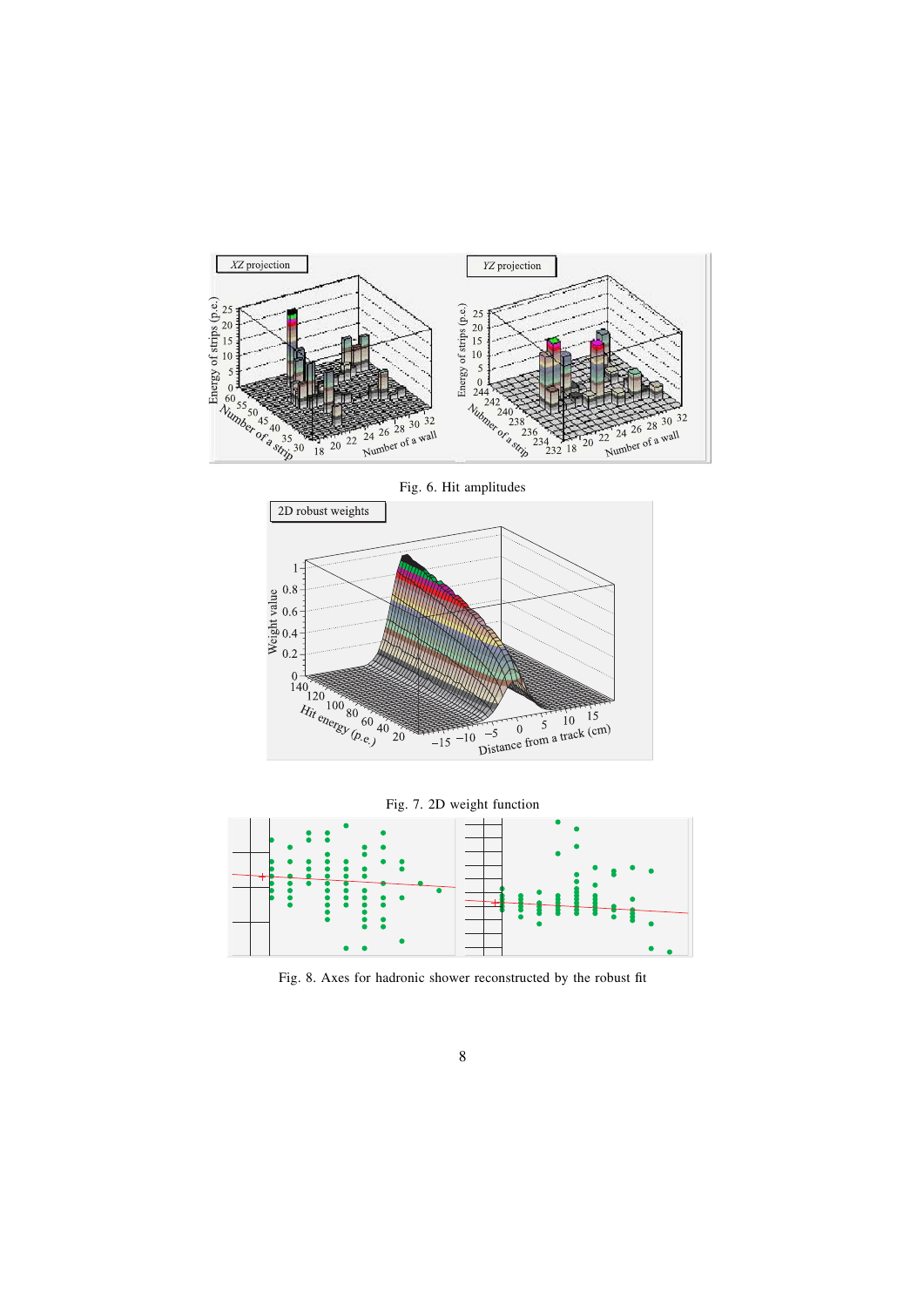Fig. 6. Hit amplitudes

Fig. 7. 2D weight function

Fig. 8. Axes for hadronic shower reconstructed by the robust fit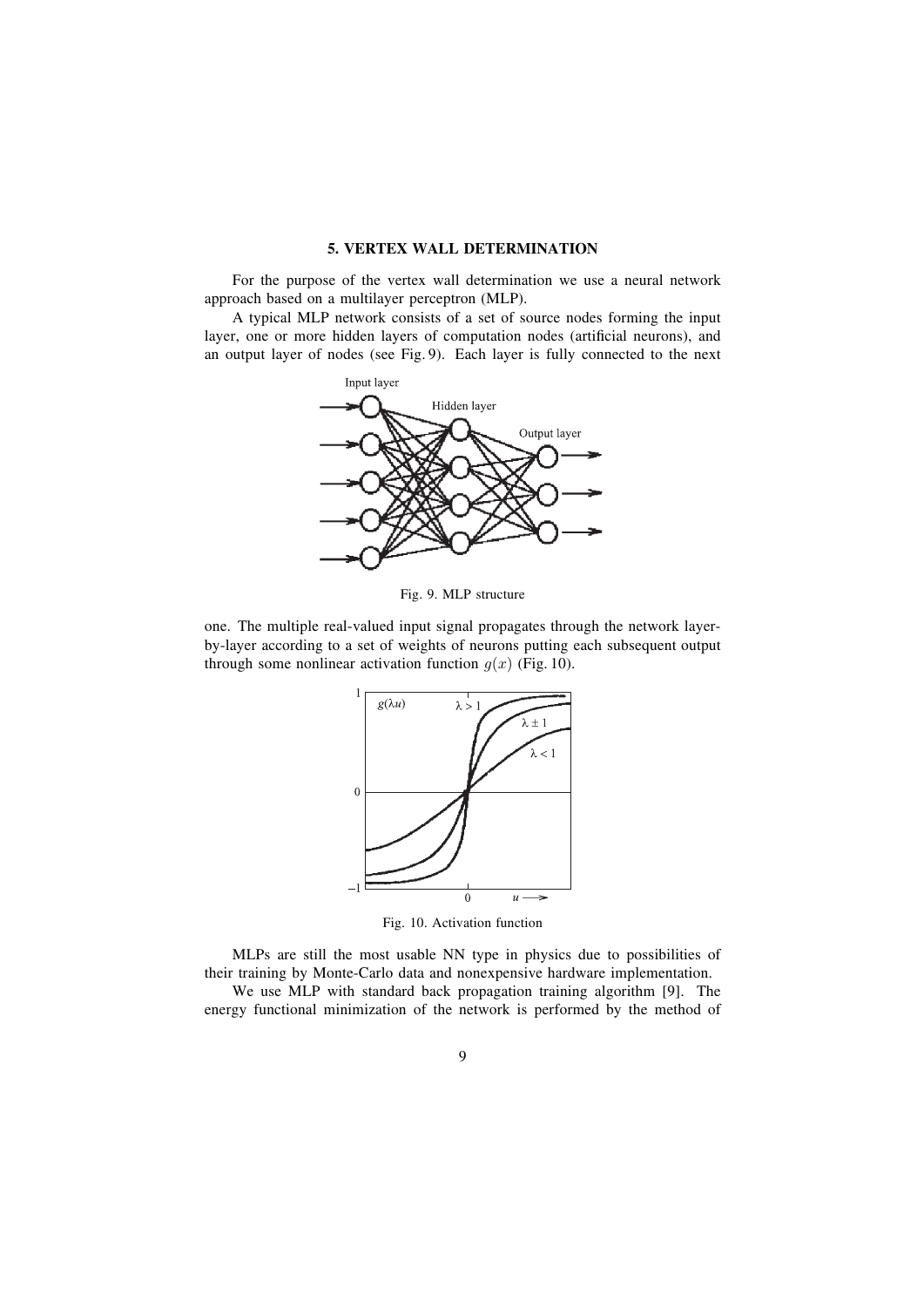## 5. VERTEX WALL DETERMINATION

For the purpose of the vertex wall determination we use a neural network approach based on a multilayer perceptron (MLP).

A typical MLP network consists of a set of source nodes forming the input layer, one or more hidden layers of computation nodes (artificial neurons), and an output layer of nodes (see Fig. 9). Each layer is fully connected to the next one. The multiple real-valued input signal propagates through the network layer-by-layer according to a set of weights of neurons putting each subsequent output through some nonlinear activation function $g(x)$ (Fig. 10).

Fig. 9. MLP structure

Fig. 10. Activation function

MLPs are still the most usable NN type in physics due to possibilities of their training by Monte-Carlo data and nonexpensive hardware implementation.

We use MLP with standard back propagation training algorithm [9]. The energy functional minimization of the network is performed by the method of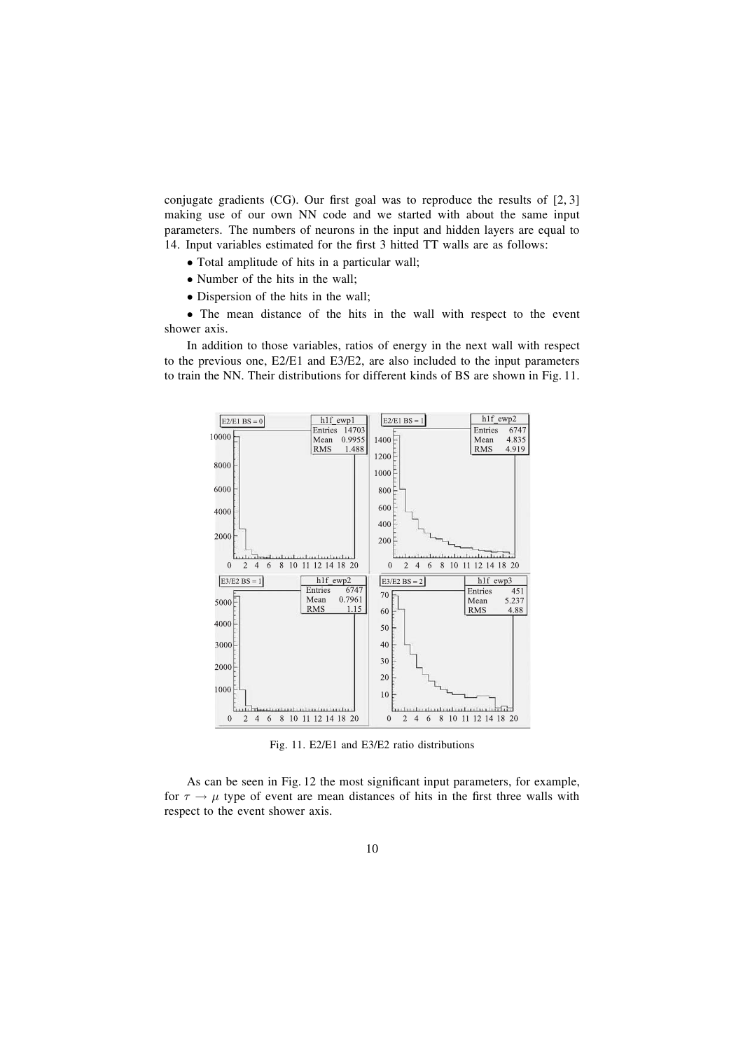conjugate gradients (CG). Our first goal was to reproduce the results of [2, 3] making use of our own NN code and we started with about the same input parameters. The numbers of neurons in the input and hidden layers are equal to 14. Input variables estimated for the first 3 hitted TT walls are as follows:

- Total amplitude of hits in a particular wall;
- Number of the hits in the wall;
- Dispersion of the hits in the wall;
- The mean distance of the hits in the wall with respect to the event shower axis.

In addition to those variables, ratios of energy in the next wall with respect to the previous one, E2/E1 and E3/E2, are also included to the input parameters to train the NN. Their distributions for different kinds of BS are shown in Fig. 11.

Fig. 11. E2/E1 and E3/E2 ratio distributions

As can be seen in Fig. 12 the most significant input parameters, for example, for $\tau \to \mu$ type of event are mean distances of hits in the first three walls with respect to the event shower axis.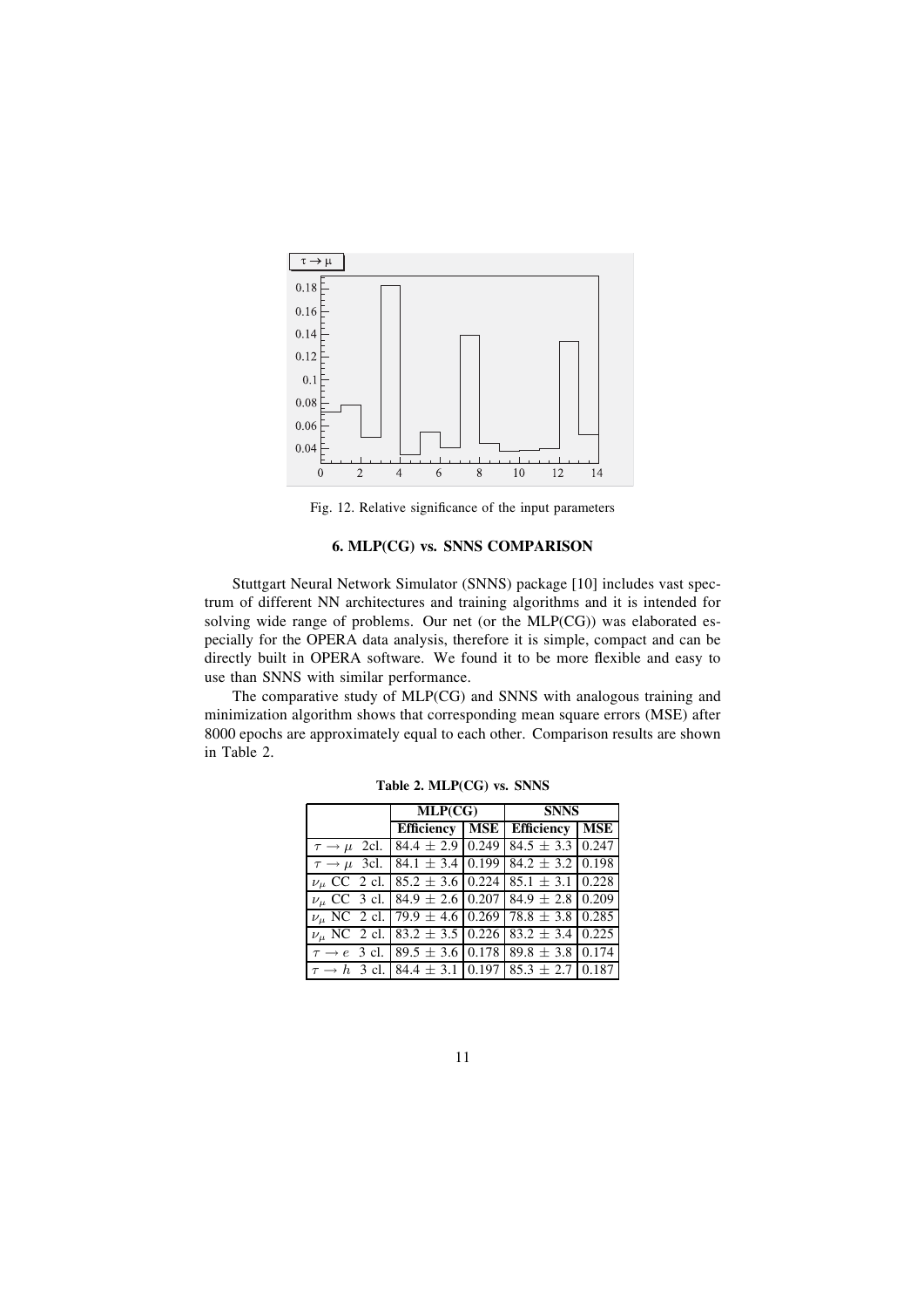Fig. 12. Relative significance of the input parameters

## 6. MLP(CG) vs. SNNS COMPARISON

Stuttgart Neural Network Simulator (SNNS) package [10] includes vast spectrum of different NN architectures and training algorithms and it is intended for solving wide range of problems. Our net (or the MLP(CG)) was elaborated especially for the OPERA data analysis, therefore it is simple, compact and can be directly built in OPERA software. We found it to be more flexible and easy to use than SNNS with similar performance.

The comparative study of MLP(CG) and SNNS with analogous training and minimization algorithm shows that corresponding mean square errors (MSE) after 8000 epochs are approximately equal to each other. Comparison results are shown in Table 2.

**Table 2. MLP(CG) vs. SNNS**

| | **MLP(CG)** | | **SNNS** | |
|---|---|---|---|---|
| | **Efficiency** | **MSE** | **Efficiency** | **MSE** |
| $\tau \rightarrow \mu$ 2cl. | $84.4 \pm 2.9$ | 0.249 | $84.5 \pm 3.3$ | 0.247 |
| $\tau \rightarrow \mu$ 3cl. | $84.1 \pm 3.4$ | 0.199 | $84.2 \pm 3.2$ | 0.198 |
| $\nu_\mu$ CC 2 cl. | $85.2 \pm 3.6$ | 0.224 | $85.1 \pm 3.1$ | 0.228 |
| $\nu_\mu$ CC 3 cl. | $84.9 \pm 2.6$ | 0.207 | $84.9 \pm 2.8$ | 0.209 |
| $\nu_\mu$ NC 2 cl. | $79.9 \pm 4.6$ | 0.269 | $78.8 \pm 3.8$ | 0.285 |
| $\nu_\mu$ NC 2 cl. | $83.2 \pm 3.5$ | 0.226 | $83.2 \pm 3.4$ | 0.225 |
| $\tau \rightarrow e$ 3 cl. | $89.5 \pm 3.6$ | 0.178 | $89.8 \pm 3.8$ | 0.174 |
| $\tau \rightarrow h$ 3 cl. | $84.4 \pm 3.1$ | 0.197 | $85.3 \pm 2.7$ | 0.187 |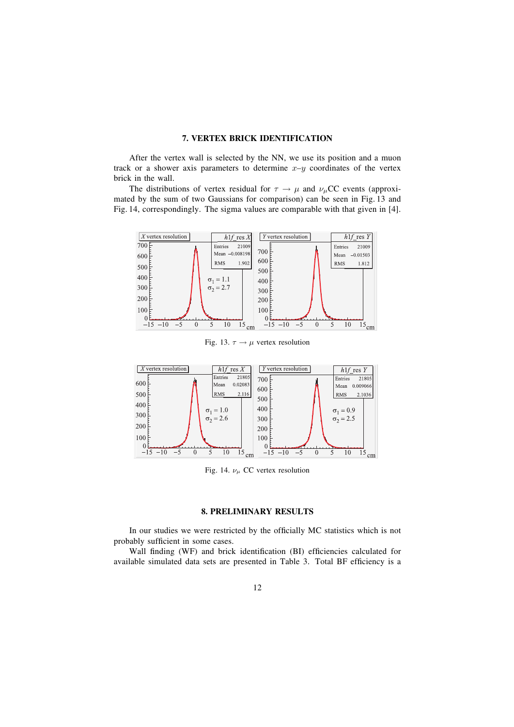## 7. VERTEX BRICK IDENTIFICATION

After the vertex wall is selected by the NN, we use its position and a muon track or a shower axis parameters to determine $x$–$y$ coordinates of the vertex brick in the wall.

The distributions of vertex residual for $\tau \to \mu$ and $\nu_\mu$CC events (approximated by the sum of two Gaussians for comparison) can be seen in Fig. 13 and Fig. 14, correspondingly. The sigma values are comparable with that given in [4].

Fig. 13. $\tau \to \mu$ vertex resolution

Fig. 14. $\nu_\mu$ CC vertex resolution

## 8. PRELIMINARY RESULTS

In our studies we were restricted by the officially MC statistics which is not probably sufficient in some cases.

Wall finding (WF) and brick identification (BI) efficiencies calculated for available simulated data sets are presented in Table 3. Total BF efficiency is a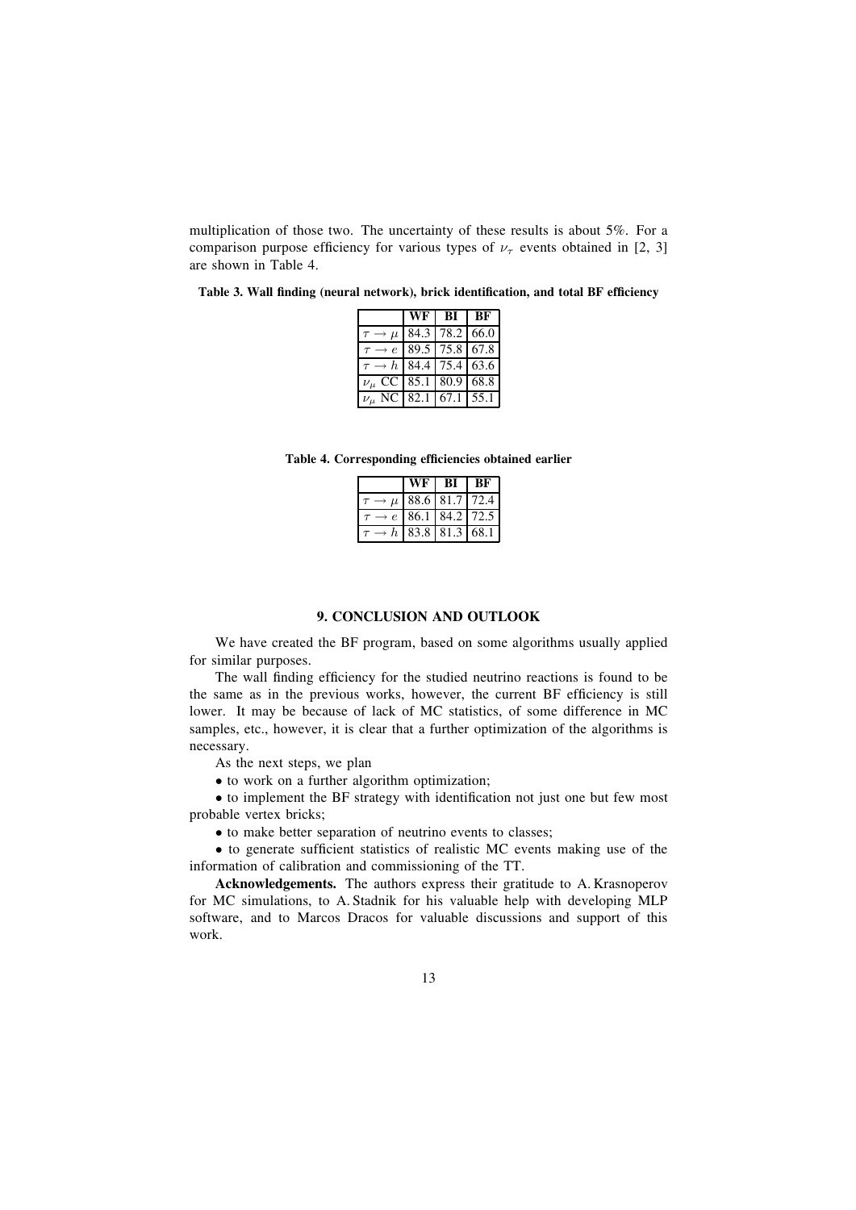multiplication of those two. The uncertainty of these results is about 5%. For a comparison purpose efficiency for various types of $\nu_\tau$ events obtained in [2, 3] are shown in Table 4.

**Table 3. Wall finding (neural network), brick identification, and total BF efficiency**

| | WF | BI | BF |
|---|---|---|---|
| $\tau \to \mu$ | 84.3 | 78.2 | 66.0 |
| $\tau \to e$ | 89.5 | 75.8 | 67.8 |
| $\tau \to h$ | 84.4 | 75.4 | 63.6 |
| $\nu_\mu$ CC | 85.1 | 80.9 | 68.8 |
| $\nu_\mu$ NC | 82.1 | 67.1 | 55.1 |

**Table 4. Corresponding efficiencies obtained earlier**

| | WF | BI | BF |
|---|---|---|---|
| $\tau \to \mu$ | 88.6 | 81.7 | 72.4 |
| $\tau \to e$ | 86.1 | 84.2 | 72.5 |
| $\tau \to h$ | 83.8 | 81.3 | 68.1 |

## 9. CONCLUSION AND OUTLOOK

We have created the BF program, based on some algorithms usually applied for similar purposes.

The wall finding efficiency for the studied neutrino reactions is found to be the same as in the previous works, however, the current BF efficiency is still lower. It may be because of lack of MC statistics, of some difference in MC samples, etc., however, it is clear that a further optimization of the algorithms is necessary.

As the next steps, we plan

- to work on a further algorithm optimization;
- to implement the BF strategy with identification not just one but few most probable vertex bricks;
- to make better separation of neutrino events to classes;
- to generate sufficient statistics of realistic MC events making use of the information of calibration and commissioning of the TT.

**Acknowledgements.** The authors express their gratitude to A. Krasnoperov for MC simulations, to A. Stadnik for his valuable help with developing MLP software, and to Marcos Dracos for valuable discussions and support of this work.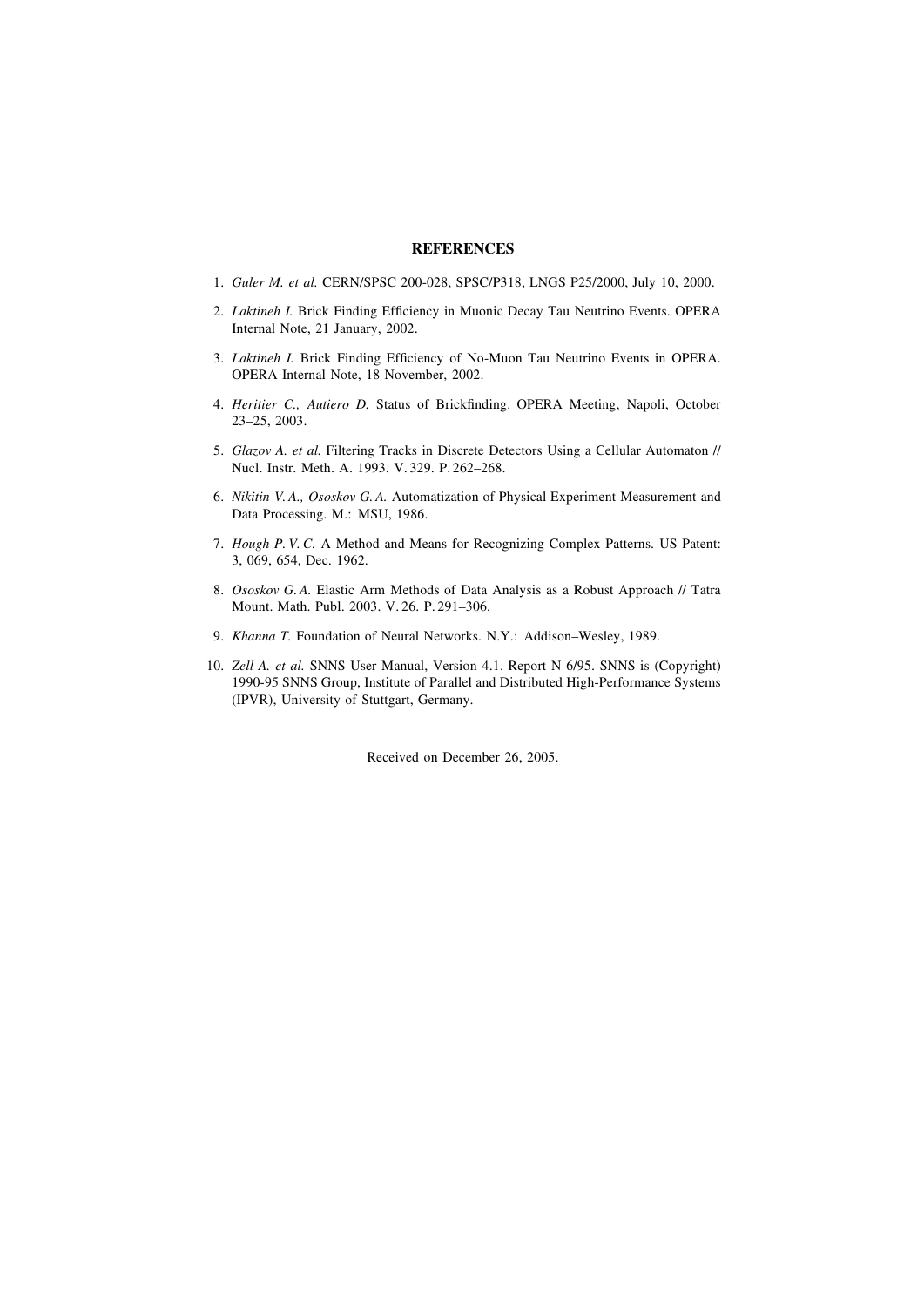## REFERENCES

1. *Guler M. et al.* CERN/SPSC 200-028, SPSC/P318, LNGS P25/2000, July 10, 2000.
2. *Laktineh I.* Brick Finding Efficiency in Muonic Decay Tau Neutrino Events. OPERA Internal Note, 21 January, 2002.
3. *Laktineh I.* Brick Finding Efficiency of No-Muon Tau Neutrino Events in OPERA. OPERA Internal Note, 18 November, 2002.
4. *Heritier C., Autiero D.* Status of Brickfinding. OPERA Meeting, Napoli, October 23–25, 2003.
5. *Glazov A. et al.* Filtering Tracks in Discrete Detectors Using a Cellular Automaton // Nucl. Instr. Meth. A. 1993. V. 329. P. 262–268.
6. *Nikitin V. A., Ososkov G. A.* Automatization of Physical Experiment Measurement and Data Processing. M.: MSU, 1986.
7. *Hough P. V. C.* A Method and Means for Recognizing Complex Patterns. US Patent: 3, 069, 654, Dec. 1962.
8. *Ososkov G. A.* Elastic Arm Methods of Data Analysis as a Robust Approach // Tatra Mount. Math. Publ. 2003. V. 26. P. 291–306.
9. *Khanna T.* Foundation of Neural Networks. N.Y.: Addison–Wesley, 1989.
10. *Zell A. et al.* SNNS User Manual, Version 4.1. Report N 6/95. SNNS is (Copyright) 1990-95 SNNS Group, Institute of Parallel and Distributed High-Performance Systems (IPVR), University of Stuttgart, Germany.

Received on December 26, 2005.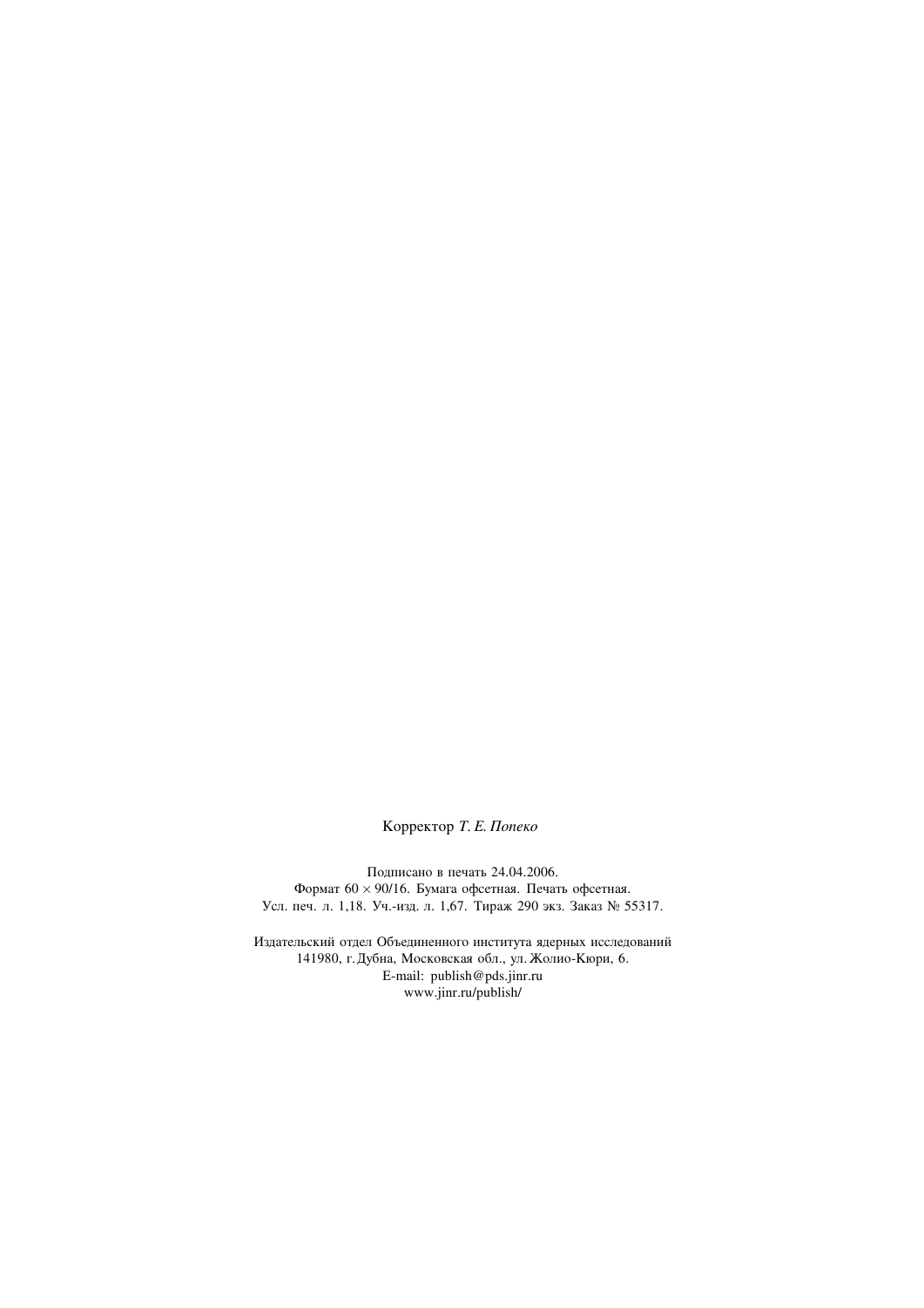Корректор *Т. Е. Попеко*

Подписано в печать 24.04.2006.
Формат $60 \times 90/16$. Бумага офсетная. Печать офсетная.
Усл. печ. л. 1,18. Уч.-изд. л. 1,67. Тираж 290 экз. Заказ № 55317.

Издательский отдел Объединенного института ядерных исследований
141980, г. Дубна, Московская обл., ул. Жолио-Кюри, 6.
E-mail: publish@pds.jinr.ru
www.jinr.ru/publish/